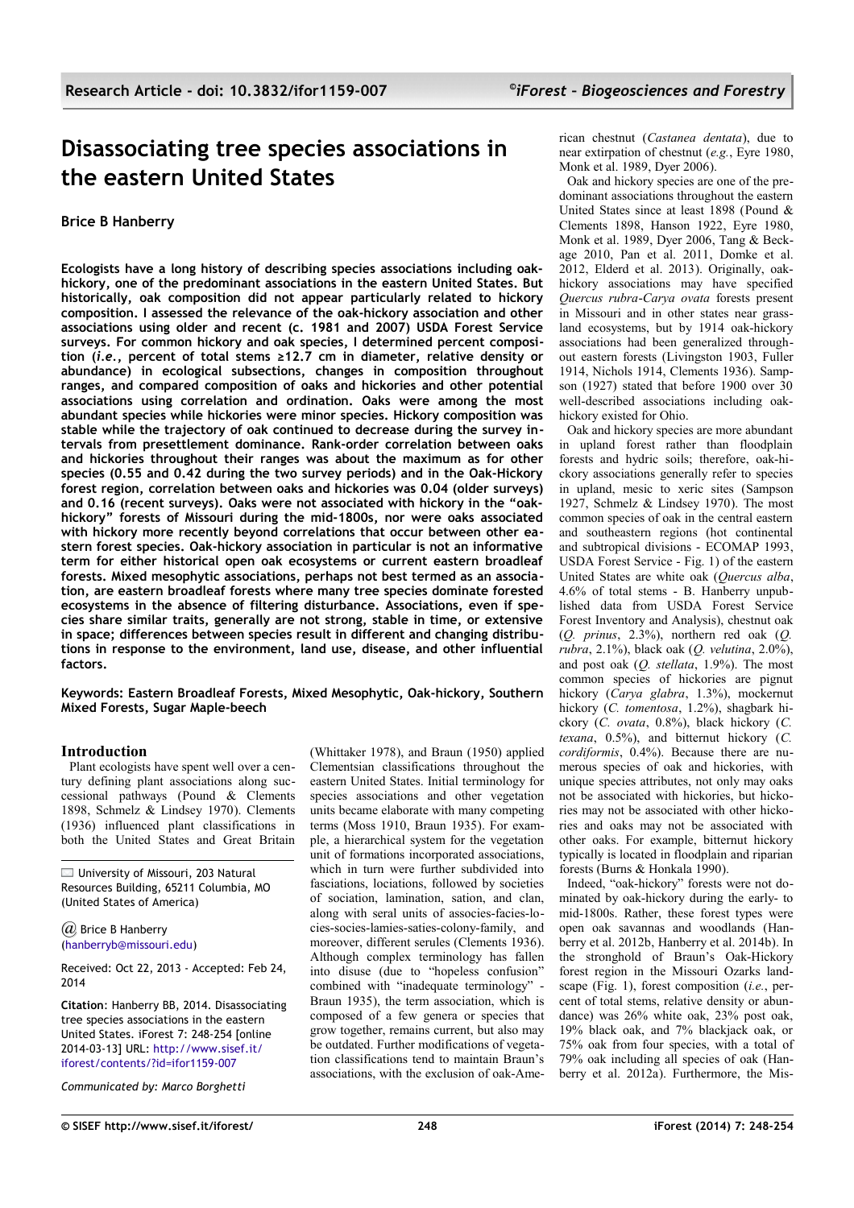# Disassociating tree species associations in the eastern United States

**Brice B Hanberry**

**Ecologists have a long history of describing species associations including oak-hickory, one of the predominant associations in the eastern United States. But historically, oak composition did not appear particularly related to hickory composition. I assessed the relevance of the oak-hickory association and other associations using older and recent (c. 1981 and 2007) USDA Forest Service surveys. For common hickory and oak species, I determined percent composition (*i.e.*, percent of total stems ≥12.7 cm in diameter, relative density or abundance) in ecological subsections, changes in composition throughout ranges, and compared composition of oaks and hickories and other potential associations using correlation and ordination. Oaks were among the most abundant species while hickories were minor species. Hickory composition was stable while the trajectory of oak continued to decrease during the survey intervals from presettlement dominance. Rank-order correlation between oaks and hickories throughout their ranges was about the maximum as for other species (0.55 and 0.42 during the two survey periods) and in the Oak-Hickory forest region, correlation between oaks and hickories was 0.04 (older surveys) and 0.16 (recent surveys). Oaks were not associated with hickory in the "oak-hickory" forests of Missouri during the mid-1800s, nor were oaks associated with hickory more recently beyond correlations that occur between other eastern forest species. Oak-hickory association in particular is not an informative term for either historical open oak ecosystems or current eastern broadleaf forests. Mixed mesophytic associations, perhaps not best termed as an association, are eastern broadleaf forests where many tree species dominate forested ecosystems in the absence of filtering disturbance. Associations, even if species share similar traits, generally are not strong, stable in time, or extensive in space; differences between species result in different and changing distributions in response to the environment, land use, disease, and other influential factors.**

**Keywords: Eastern Broadleaf Forests, Mixed Mesophytic, Oak-hickory, Southern Mixed Forests, Sugar Maple-beech**

## Introduction

Plant ecologists have spent well over a century defining plant associations along successional pathways (Pound & Clements 1898, Schmelz & Lindsey 1970). Clements (1936) influenced plant classifications in both the United States and Great Britain (Whittaker 1978), and Braun (1950) applied Clementsian classifications throughout the eastern United States. Initial terminology for species associations and other vegetation units became elaborate with many competing terms (Moss 1910, Braun 1935). For example, a hierarchical system for the vegetation unit of formations incorporated associations, which in turn were further subdivided into fasciations, locations, followed by societies of sociation, lamination, sation, and clan, along with seral units of associes-facies-locies-socies-lamies-saties-colony-family, and moreover, different serules (Clements 1936). Although complex terminology has fallen into disuse (due to "hopeless confusion" combined with "inadequate terminology" - Braun 1935), the term association, which is composed of a few genera or species that grow together, remains current, but also may be outdated. Further modifications of vegetation classifications tend to maintain Braun's associations, with the exclusion of oak-American chestnut (*Castanea dentata*), due to near extirpation of chestnut (*e.g.*, Eyre 1980, Monk et al. 1989, Dyer 2006).

Oak and hickory species are one of the predominant associations throughout the eastern United States since at least 1898 (Pound & Clements 1898, Hanson 1922, Eyre 1980, Monk et al. 1989, Dyer 2006, Tang & Beckage 2010, Pan et al. 2011, Domke et al. 2012, Elderd et al. 2013). Originally, oak-hickory associations may have specified *Quercus rubra*-*Carya ovata* forests present in Missouri and in other states near grassland ecosystems, but by 1914 oak-hickory associations had been generalized throughout eastern forests (Livingston 1903, Fuller 1914, Nichols 1914, Clements 1936). Sampson (1927) stated that before 1900 over 30 well-described associations including oak-hickory existed for Ohio.

Oak and hickory species are more abundant in upland forest rather than floodplain forests and hydric soils; therefore, oak-hickory associations generally refer to species in upland, mesic to xeric sites (Sampson 1927, Schmelz & Lindsey 1970). The most common species of oak in the central eastern and southeastern regions (hot continental and subtropical divisions - ECOMAP 1993, USDA Forest Service - Fig. 1) of the eastern United States are white oak (*Quercus alba*, 4.6% of total stems - B. Hanberry unpublished data from USDA Forest Service Forest Inventory and Analysis), chestnut oak (*Q. prinus*, 2.3%), northern red oak (*Q. rubra*, 2.1%), black oak (*Q. velutina*, 2.0%), and post oak (*Q. stellata*, 1.9%). The most common species of hickories are pignut hickory (*Carya glabra*, 1.3%), mockernut hickory (*C. tomentosa*, 1.2%), shagbark hickory (*C. ovata*, 0.8%), black hickory (*C. texana*, 0.5%), and bitternut hickory (*C. cordiformis*, 0.4%). Because there are numerous species of oak and hickories, with unique species attributes, not only may oaks not be associated with hickories, but hickories may not be associated with other hickories and oaks may not be associated with other oaks. For example, bitternut hickory typically is located in floodplain and riparian forests (Burns & Honkala 1990).

Indeed, "oak-hickory" forests were not dominated by oak-hickory during the early- to mid-1800s. Rather, these forest types were open oak savannas and woodlands (Hanberry et al. 2012b, Hanberry et al. 2014b). In the stronghold of Braun's Oak-Hickory forest region in the Missouri Ozarks landscape (Fig. 1), forest composition (*i.e.*, percent of total stems, relative density or abundance) was 26% white oak, 23% post oak, 19% black oak, and 7% blackjack oak, or 75% oak from four species, with a total of 79% oak including all species of oak (Hanberry et al. 2012a). Furthermore, the Mis-

University of Missouri, 203 Natural Resources Building, 65211 Columbia, MO (United States of America)

@ Brice B Hanberry (hanberryb@missouri.edu)

Received: Oct 22, 2013 - Accepted: Feb 24, 2014

**Citation**: Hanberry BB, 2014. Disassociating tree species associations in the eastern United States. iForest 7: 248-254 [online 2014-03-13] URL: http://www.sisef.it/iforest/contents/?id=ifor1159-007

*Communicated by: Marco Borghetti*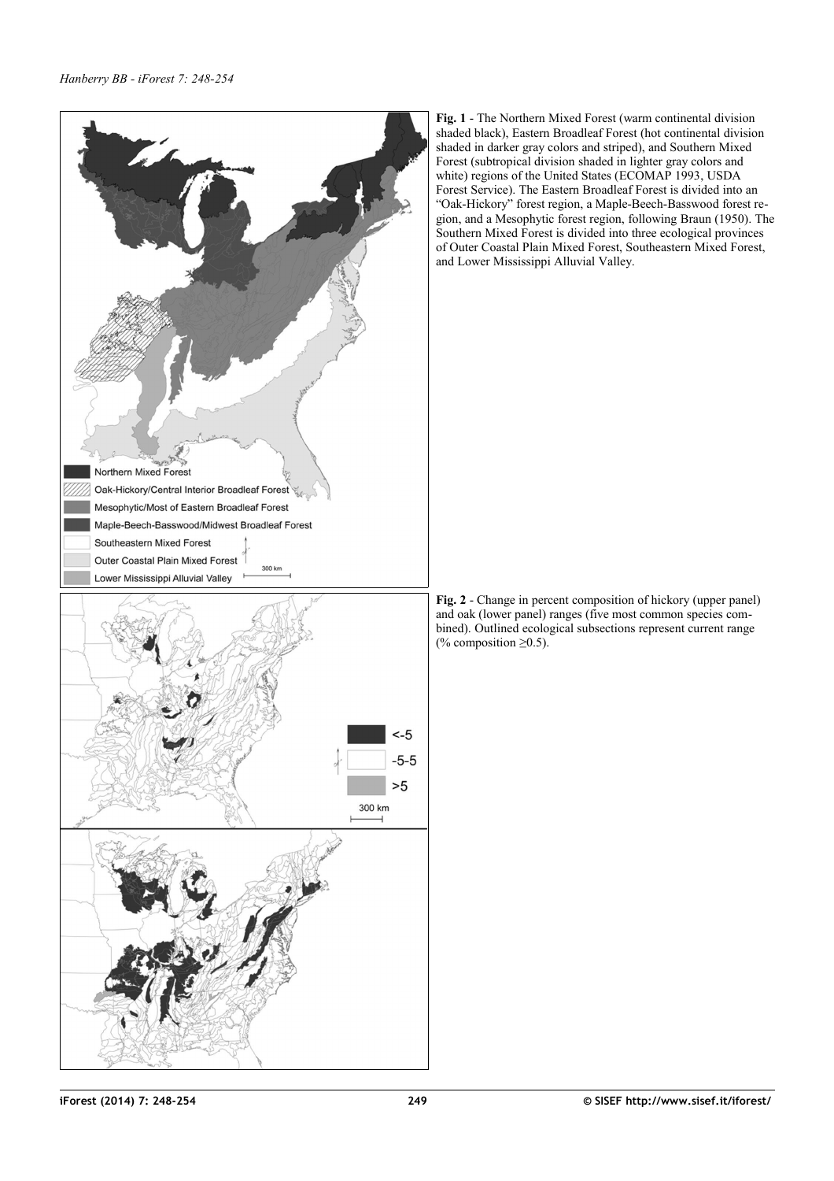**Fig. 1** - The Northern Mixed Forest (warm continental division shaded black), Eastern Broadleaf Forest (hot continental division shaded in darker gray colors and striped), and Southern Mixed Forest (subtropical division shaded in lighter gray colors and white) regions of the United States (ECOMAP 1993, USDA Forest Service). The Eastern Broadleaf Forest is divided into an "Oak-Hickory" forest region, a Maple-Beech-Basswood forest region, and a Mesophytic forest region, following Braun (1950). The Southern Mixed Forest is divided into three ecological provinces of Outer Coastal Plain Mixed Forest, Southeastern Mixed Forest, and Lower Mississippi Alluvial Valley.

**Fig. 2** - Change in percent composition of hickory (upper panel) and oak (lower panel) ranges (five most common species combined). Outlined ecological subsections represent current range (% composition ≥0.5).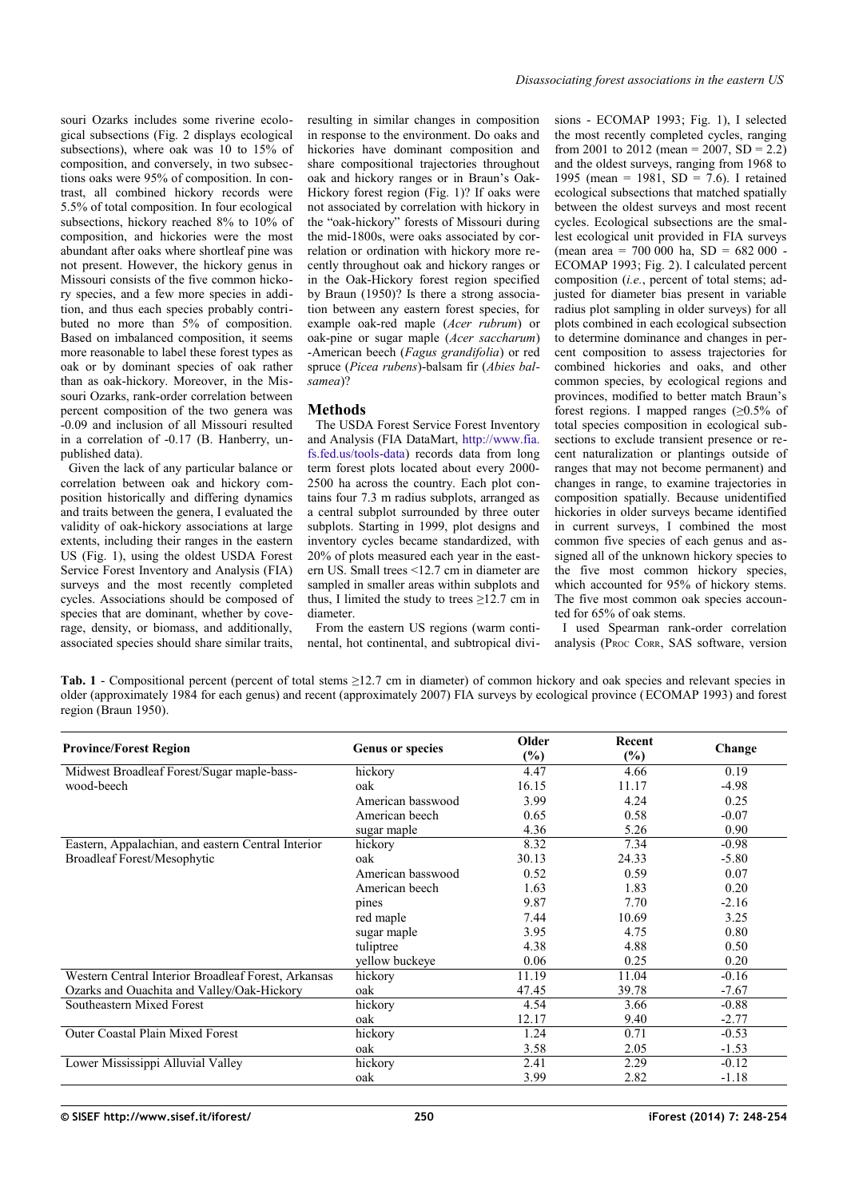souri Ozarks includes some riverine ecological subsections (Fig. 2 displays ecological subsections), where oak was 10 to 15% of composition, and conversely, in two subsections oaks were 95% of composition. In contrast, all combined hickory records were 5.5% of total composition. In four ecological subsections, hickory reached 8% to 10% of composition, and hickories were the most abundant after oaks where shortleaf pine was not present. However, the hickory genus in Missouri consists of the five common hickory species, and a few more species in addition, and thus each species probably contributed no more than 5% of composition. Based on imbalanced composition, it seems more reasonable to label these forest types as oak or by dominant species of oak rather than as oak-hickory. Moreover, in the Missouri Ozarks, rank-order correlation between percent composition of the two genera was -0.09 and inclusion of all Missouri resulted in a correlation of -0.17 (B. Hanberry, unpublished data).

Given the lack of any particular balance or correlation between oak and hickory composition historically and differing dynamics and traits between the genera, I evaluated the validity of oak-hickory associations at large extents, including their ranges in the eastern US (Fig. 1), using the oldest USDA Forest Service Forest Inventory and Analysis (FIA) surveys and the most recently completed cycles. Associations should be composed of species that are dominant, whether by coverage, density, or biomass, and additionally, associated species should share similar traits, resulting in similar changes in composition in response to the environment. Do oaks and hickories have dominant composition and share compositional trajectories throughout oak and hickory ranges or in Braun's Oak-Hickory forest region (Fig. 1)? If oaks were not associated by correlation with hickory in the "oak-hickory" forests of Missouri during the mid-1800s, were oaks associated by correlation or ordination with hickory more recently throughout oak and hickory ranges or in the Oak-Hickory forest region specified by Braun (1950)? Is there a strong association between any eastern forest species, for example oak-red maple (*Acer rubrum*) or oak-pine or sugar maple (*Acer saccharum*) -American beech (*Fagus grandifolia*) or red spruce (*Picea rubens*)-balsam fir (*Abies balsamea*)?

## Methods

The USDA Forest Service Forest Inventory and Analysis (FIA DataMart, http://www.fia.fs.fed.us/tools-data) records data from long term forest plots located about every 2000-2500 ha across the country. Each plot contains four 7.3 m radius subplots, arranged as a central subplot surrounded by three outer subplots. Starting in 1999, plot designs and inventory cycles became standardized, with 20% of plots measured each year in the eastern US. Small trees <12.7 cm in diameter are sampled in smaller areas within subplots and thus, I limited the study to trees ≥12.7 cm in diameter.

From the eastern US regions (warm continental, hot continental, and subtropical divisions - ECOMAP 1993; Fig. 1), I selected the most recently completed cycles, ranging from 2001 to 2012 (mean = 2007, SD = 2.2) and the oldest surveys, ranging from 1968 to 1995 (mean = 1981, SD = 7.6). I retained ecological subsections that matched spatially between the oldest surveys and most recent cycles. Ecological subsections are the smallest ecological unit provided in FIA surveys (mean area = 700 000 ha, SD = 682 000 - ECOMAP 1993; Fig. 2). I calculated percent composition (*i.e.*, percent of total stems; adjusted for diameter bias present in variable radius plot sampling in older surveys) for all plots combined in each ecological subsection to determine dominance and changes in percent composition to assess trajectories for combined hickories and oaks, and other common species, by ecological regions and provinces, modified to better match Braun's forest regions. I mapped ranges (≥0.5% of total species composition in ecological subsections to exclude transient presence or recent naturalization or plantings outside of ranges that may not become permanent) and changes in range, to examine trajectories in composition spatially. Because unidentified hickories in older surveys became identified in current surveys, I combined the most common five species of each genus and assigned all of the unknown hickory species to the five most common hickory species, which accounted for 95% of hickory stems. The five most common oak species accounted for 65% of oak stems.

I used Spearman rank-order correlation analysis (Proc Corr, SAS software, version

**Tab. 1** - Compositional percent (percent of total stems ≥12.7 cm in diameter) of common hickory and oak species and relevant species in older (approximately 1984 for each genus) and recent (approximately 2007) FIA surveys by ecological province (ECOMAP 1993) and forest region (Braun 1950).

| Province/Forest Region | Genus or species | Older (%) | Recent (%) | Change |
|---|---|---|---|---|
| Midwest Broadleaf Forest/Sugar maple-basswood-beech | hickory | 4.47 | 4.66 | 0.19 |
| | oak | 16.15 | 11.17 | -4.98 |
| | American basswood | 3.99 | 4.24 | 0.25 |
| | American beech | 0.65 | 0.58 | -0.07 |
| | sugar maple | 4.36 | 5.26 | 0.90 |
| Eastern, Appalachian, and eastern Central Interior Broadleaf Forest/Mesophytic | hickory | 8.32 | 7.34 | -0.98 |
| | oak | 30.13 | 24.33 | -5.80 |
| | American basswood | 0.52 | 0.59 | 0.07 |
| | American beech | 1.63 | 1.83 | 0.20 |
| | pines | 9.87 | 7.70 | -2.16 |
| | red maple | 7.44 | 10.69 | 3.25 |
| | sugar maple | 3.95 | 4.75 | 0.80 |
| | tuliptree | 4.38 | 4.88 | 0.50 |
| | yellow buckeye | 0.06 | 0.25 | 0.20 |
| Western Central Interior Broadleaf Forest, Arkansas Ozarks and Ouachita and Valley/Oak-Hickory | hickory | 11.19 | 11.04 | -0.16 |
| | oak | 47.45 | 39.78 | -7.67 |
| Southeastern Mixed Forest | hickory | 4.54 | 3.66 | -0.88 |
| | oak | 12.17 | 9.40 | -2.77 |
| Outer Coastal Plain Mixed Forest | hickory | 1.24 | 0.71 | -0.53 |
| | oak | 3.58 | 2.05 | -1.53 |
| Lower Mississippi Alluvial Valley | hickory | 2.41 | 2.29 | -0.12 |
| | oak | 3.99 | 2.82 | -1.18 |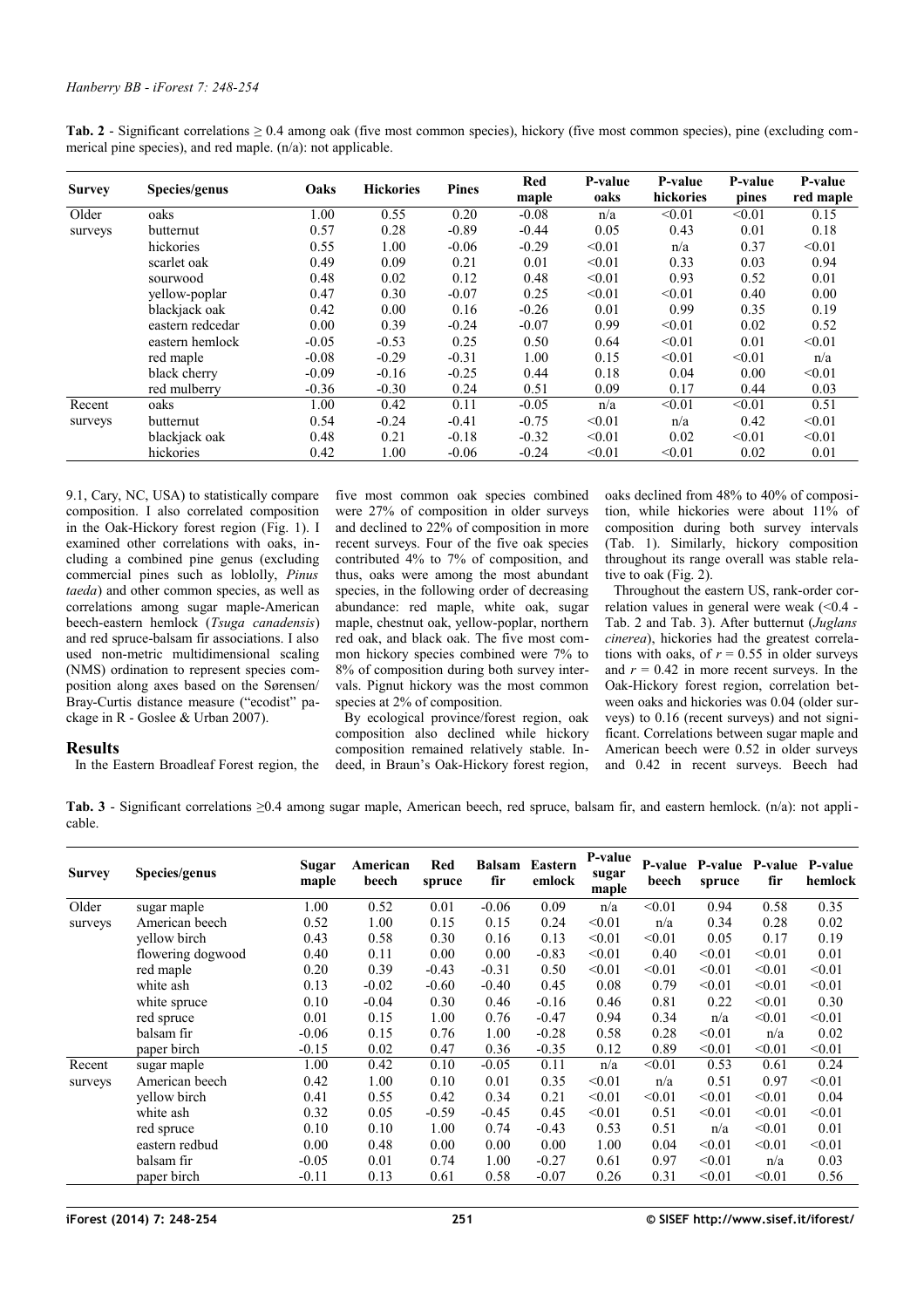**Tab. 2** - Significant correlations ≥ 0.4 among oak (five most common species), hickory (five most common species), pine (excluding commerical pine species), and red maple. (n/a): not applicable.

| Survey | Species/genus | Oaks | Hickories | Pines | Red maple | P-value oaks | P-value hickories | P-value pines | P-value red maple |
|---|---|---|---|---|---|---|---|---|---|
| Older surveys | oaks | 1.00 | 0.55 | 0.20 | -0.08 | n/a | <0.01 | <0.01 | 0.15 |
| | butternut | 0.57 | 0.28 | -0.89 | -0.44 | 0.05 | 0.43 | 0.01 | 0.18 |
| | hickories | 0.55 | 1.00 | -0.06 | -0.29 | <0.01 | n/a | 0.37 | <0.01 |
| | scarlet oak | 0.49 | 0.09 | 0.21 | 0.01 | <0.01 | 0.33 | 0.03 | 0.94 |
| | sourwood | 0.48 | 0.02 | 0.12 | 0.48 | <0.01 | 0.93 | 0.52 | 0.01 |
| | yellow-poplar | 0.47 | 0.30 | -0.07 | 0.25 | <0.01 | <0.01 | 0.40 | 0.00 |
| | blackjack oak | 0.42 | 0.00 | 0.16 | -0.26 | 0.01 | 0.99 | 0.35 | 0.19 |
| | eastern redcedar | 0.00 | 0.39 | -0.24 | -0.07 | 0.99 | <0.01 | 0.02 | 0.52 |
| | eastern hemlock | -0.05 | -0.53 | 0.25 | 0.50 | 0.64 | <0.01 | 0.01 | <0.01 |
| | red maple | -0.08 | -0.29 | -0.31 | 1.00 | 0.15 | <0.01 | <0.01 | n/a |
| | black cherry | -0.09 | -0.16 | -0.25 | 0.44 | 0.18 | 0.04 | 0.00 | <0.01 |
| | red mulberry | -0.36 | -0.30 | 0.24 | 0.51 | 0.09 | 0.17 | 0.44 | 0.03 |
| Recent surveys | oaks | 1.00 | 0.42 | 0.11 | -0.05 | n/a | <0.01 | <0.01 | 0.51 |
| | butternut | 0.54 | -0.24 | -0.41 | -0.75 | <0.01 | n/a | 0.42 | <0.01 |
| | blackjack oak | 0.48 | 0.21 | -0.18 | -0.32 | <0.01 | 0.02 | <0.01 | <0.01 |
| | hickories | 0.42 | 1.00 | -0.06 | -0.24 | <0.01 | <0.01 | 0.02 | 0.01 |

9.1, Cary, NC, USA) to statistically compare composition. I also correlated composition in the Oak-Hickory forest region (Fig. 1). I examined other correlations with oaks, including a combined pine genus (excluding commercial pines such as loblolly, *Pinus taeda*) and other common species, as well as correlations among sugar maple-American beech-eastern hemlock (*Tsuga canadensis*) and red spruce-balsam fir associations. I also used non-metric multidimensional scaling (NMS) ordination to represent species composition along axes based on the Sørensen/Bray-Curtis distance measure ("ecodist" package in R - Goslee & Urban 2007).

## Results

In the Eastern Broadleaf Forest region, the five most common oak species combined were 27% of composition in older surveys and declined to 22% of composition in more recent surveys. Four of the five oak species contributed 4% to 7% of composition, and thus, oaks were among the most abundant species, in the following order of decreasing abundance: red maple, white oak, sugar maple, chestnut oak, yellow-poplar, northern red oak, and black oak. The five most common hickory species combined were 7% to 8% of composition during both survey intervals. Pignut hickory was the most common species at 2% of composition.

By ecological province/forest region, oak composition also declined while hickory composition remained relatively stable. Indeed, in Braun's Oak-Hickory forest region, oaks declined from 48% to 40% of composition, while hickories were about 11% of composition during both survey intervals (Tab. 1). Similarly, hickory composition throughout its range overall was stable relative to oak (Fig. 2).

Throughout the eastern US, rank-order correlation values in general were weak (<0.4 - Tab. 2 and Tab. 3). After butternut (*Juglans cinerea*), hickories had the greatest correlations with oaks, of $r = 0.55$ in older surveys and $r = 0.42$ in more recent surveys. In the Oak-Hickory forest region, correlation between oaks and hickories was 0.04 (older surveys) to 0.16 (recent surveys) and not significant. Correlations between sugar maple and American beech were 0.52 in older surveys and 0.42 in recent surveys. Beech had

**Tab. 3** - Significant correlations ≥0.4 among sugar maple, American beech, red spruce, balsam fir, and eastern hemlock. (n/a): not applicable.

| Survey | Species/genus | Sugar maple | American beech | Red spruce | Balsam fir | Eastern emlock | P-value sugar maple | P-value beech | P-value spruce | P-value fir | P-value hemlock |
|---|---|---|---|---|---|---|---|---|---|---|---|
| Older surveys | sugar maple | 1.00 | 0.52 | 0.01 | -0.06 | 0.09 | n/a | <0.01 | 0.94 | 0.58 | 0.35 |
| | American beech | 0.52 | 1.00 | 0.15 | 0.15 | 0.24 | <0.01 | n/a | 0.34 | 0.28 | 0.02 |
| | yellow birch | 0.43 | 0.58 | 0.30 | 0.16 | 0.13 | <0.01 | <0.01 | 0.05 | 0.17 | 0.19 |
| | flowering dogwood | 0.40 | 0.11 | 0.00 | 0.00 | -0.83 | <0.01 | 0.40 | <0.01 | <0.01 | 0.01 |
| | red maple | 0.20 | 0.39 | -0.43 | -0.31 | 0.50 | <0.01 | <0.01 | <0.01 | <0.01 | <0.01 |
| | white ash | 0.13 | -0.02 | -0.60 | -0.40 | 0.45 | 0.08 | 0.79 | <0.01 | <0.01 | <0.01 |
| | white spruce | 0.10 | -0.04 | 0.30 | 0.46 | -0.16 | 0.46 | 0.81 | 0.22 | <0.01 | 0.30 |
| | red spruce | 0.01 | 0.15 | 1.00 | 0.76 | -0.47 | 0.94 | 0.34 | n/a | <0.01 | <0.01 |
| | balsam fir | -0.06 | 0.15 | 0.76 | 1.00 | -0.28 | 0.58 | 0.28 | <0.01 | n/a | 0.02 |
| | paper birch | -0.15 | 0.02 | 0.47 | 0.36 | -0.35 | 0.12 | 0.89 | <0.01 | <0.01 | <0.01 |
| Recent surveys | sugar maple | 1.00 | 0.42 | 0.10 | -0.05 | 0.11 | n/a | <0.01 | 0.53 | 0.61 | 0.24 |
| | American beech | 0.42 | 1.00 | 0.10 | 0.01 | 0.35 | <0.01 | n/a | 0.51 | 0.97 | <0.01 |
| | yellow birch | 0.41 | 0.55 | 0.42 | 0.34 | 0.21 | <0.01 | <0.01 | <0.01 | <0.01 | 0.04 |
| | white ash | 0.32 | 0.05 | -0.59 | -0.45 | 0.45 | <0.01 | 0.51 | <0.01 | <0.01 | <0.01 |
| | red spruce | 0.10 | 0.10 | 1.00 | 0.74 | -0.43 | 0.53 | 0.51 | n/a | <0.01 | 0.01 |
| | eastern redbud | 0.00 | 0.48 | 0.00 | 0.00 | 0.00 | 1.00 | 0.04 | <0.01 | <0.01 | <0.01 |
| | balsam fir | -0.05 | 0.01 | 0.74 | 1.00 | -0.27 | 0.61 | 0.97 | <0.01 | n/a | 0.03 |
| | paper birch | -0.11 | 0.13 | 0.61 | 0.58 | -0.07 | 0.26 | 0.31 | <0.01 | <0.01 | 0.56 |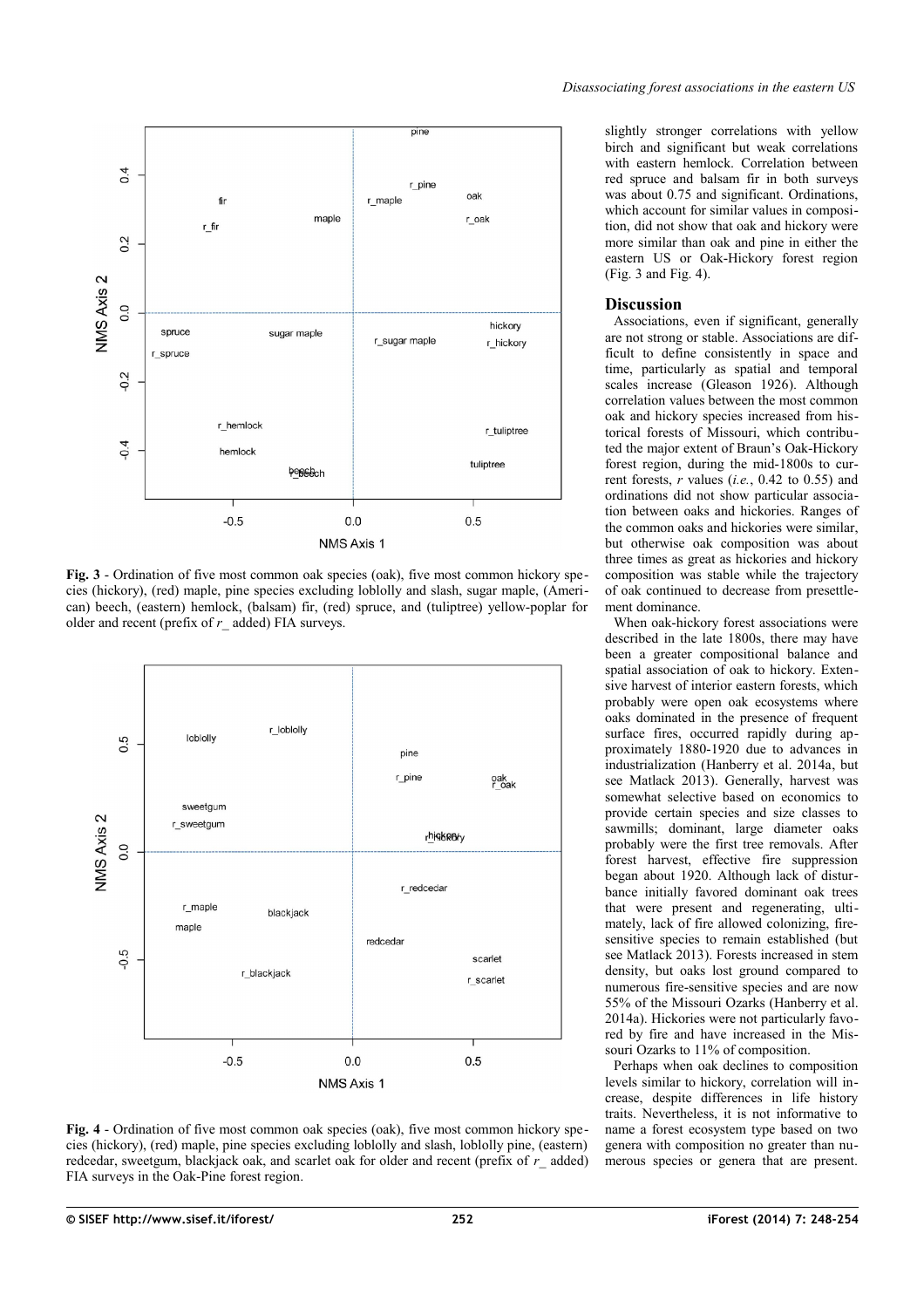**Fig. 3** - Ordination of five most common oak species (oak), five most common hickory species (hickory), (red) maple, pine species excluding loblolly and slash, sugar maple, (American) beech, (eastern) hemlock, (balsam) fir, (red) spruce, and (tuliptree) yellow-poplar for older and recent (prefix of *r_* added) FIA surveys.

**Fig. 4** - Ordination of five most common oak species (oak), five most common hickory species (hickory), (red) maple, pine species excluding loblolly and slash, loblolly pine, (eastern) redcedar, sweetgum, blackjack oak, and scarlet oak for older and recent (prefix of *r_* added) FIA surveys in the Oak-Pine forest region.

slightly stronger correlations with yellow birch and significant but weak correlations with eastern hemlock. Correlation between red spruce and balsam fir in both surveys was about 0.75 and significant. Ordinations, which account for similar values in composition, did not show that oak and hickory were more similar than oak and pine in either the eastern US or Oak-Hickory forest region (Fig. 3 and Fig. 4).

## Discussion

Associations, even if significant, generally are not strong or stable. Associations are difficult to define consistently in space and time, particularly as spatial and temporal scales increase (Gleason 1926). Although correlation values between the most common oak and hickory species increased from historical forests of Missouri, which contributed the major extent of Braun's Oak-Hickory forest region, during the mid-1800s to current forests, *r* values (*i.e.*, 0.42 to 0.55) and ordinations did not show particular association between oaks and hickories. Ranges of the common oaks and hickories were similar, but otherwise oak composition was about three times as great as hickories and hickory composition was stable while the trajectory of oak continued to decrease from presettlement dominance.

When oak-hickory forest associations were described in the late 1800s, there may have been a greater compositional balance and spatial association of oak to hickory. Extensive harvest of interior eastern forests, which probably were open oak ecosystems where oaks dominated in the presence of frequent surface fires, occurred rapidly during approximately 1880-1920 due to advances in industrialization (Hanberry et al. 2014a, but see Matlack 2013). Generally, harvest was somewhat selective based on economics to provide certain species and size classes to sawmills; dominant, large diameter oaks probably were the first tree removals. After forest harvest, effective fire suppression began about 1920. Although lack of disturbance initially favored dominant oak trees that were present and regenerating, ultimately, lack of fire allowed colonizing, fire-sensitive species to remain established (but see Matlack 2013). Forests increased in stem density, but oaks lost ground compared to numerous fire-sensitive species and are now 55% of the Missouri Ozarks (Hanberry et al. 2014a). Hickories were not particularly favored by fire and have increased in the Missouri Ozarks to 11% of composition.

Perhaps when oak declines to composition levels similar to hickory, correlation will increase, despite differences in life history traits. Nevertheless, it is not informative to name a forest ecosystem type based on two genera with composition no greater than numerous species or genera that are present.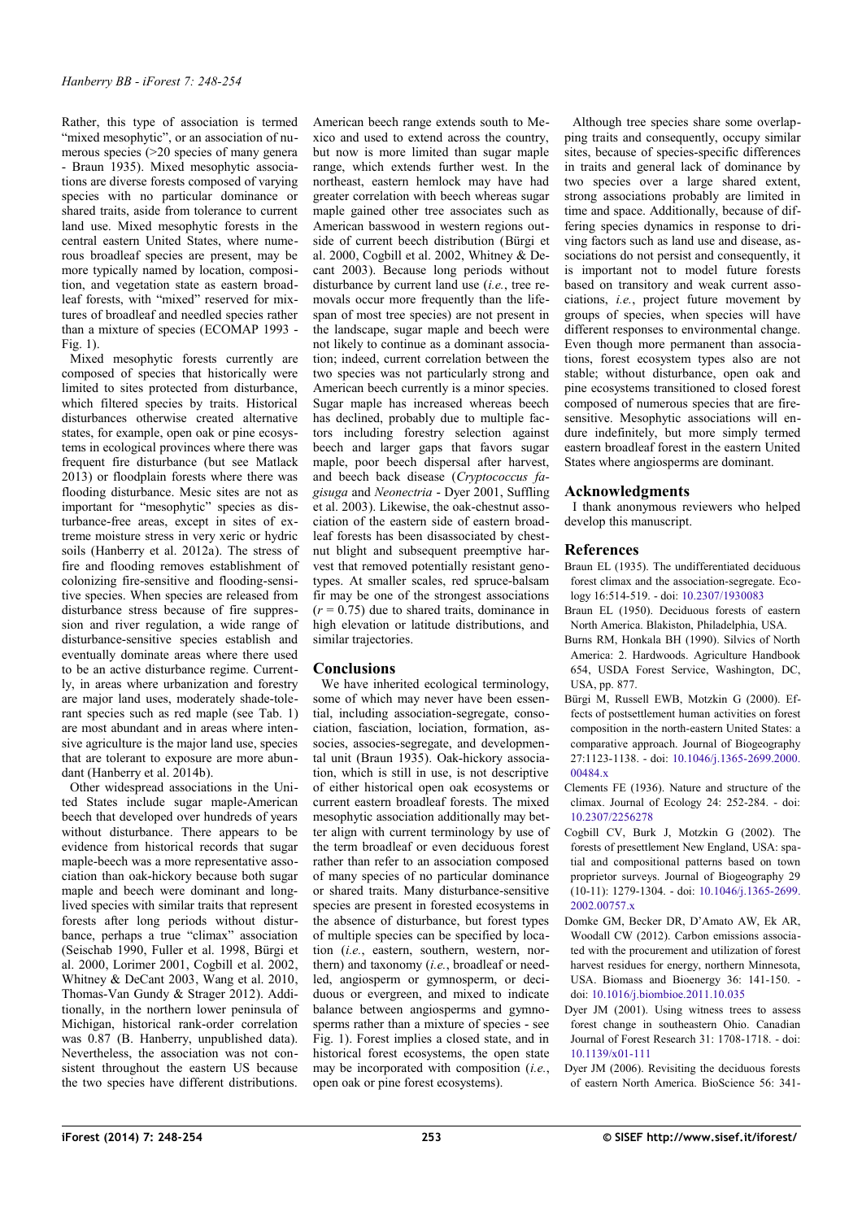Rather, this type of association is termed "mixed mesophytic", or an association of numerous species (>20 species of many genera - Braun 1935). Mixed mesophytic associations are diverse forests composed of varying species with no particular dominance or shared traits, aside from tolerance to current land use. Mixed mesophytic forests in the central eastern United States, where numerous broadleaf species are present, may be more typically named by location, composition, and vegetation state as eastern broadleaf forests, with "mixed" reserved for mixtures of broadleaf and needled species rather than a mixture of species (ECOMAP 1993 - Fig. 1).

Mixed mesophytic forests currently are composed of species that historically were limited to sites protected from disturbance, which filtered species by traits. Historical disturbances otherwise created alternative states, for example, open oak or pine ecosystems in ecological provinces where there was frequent fire disturbance (but see Matlack 2013) or floodplain forests where there was flooding disturbance. Mesic sites are not as important for "mesophytic" species as disturbance-free areas, except in sites of extreme moisture stress in very xeric or hydric soils (Hanberry et al. 2012a). The stress of fire and flooding removes establishment of colonizing fire-sensitive and flooding-sensitive species. When species are released from disturbance stress because of fire suppression and river regulation, a wide range of disturbance-sensitive species establish and eventually dominate areas where there used to be an active disturbance regime. Currently, in areas where urbanization and forestry are major land uses, moderately shade-tolerant species such as red maple (see Tab. 1) are most abundant and in areas where intensive agriculture is the major land use, species that are tolerant to exposure are more abundant (Hanberry et al. 2014b).

Other widespread associations in the United States include sugar maple-American beech that developed over hundreds of years without disturbance. There appears to be evidence from historical records that sugar maple-beech was a more representative association than oak-hickory because both sugar maple and beech were dominant and long-lived species with similar traits that represent forests after long periods without disturbance, perhaps a true "climax" association (Seischab 1990, Fuller et al. 1998, Bürgi et al. 2000, Lorimer 2001, Cogbill et al. 2002, Whitney & DeCant 2003, Wang et al. 2010, Thomas-Van Gundy & Strager 2012). Additionally, in the northern lower peninsula of Michigan, historical rank-order correlation was 0.87 (B. Hanberry, unpublished data). Nevertheless, the association was not consistent throughout the eastern US because the two species have different distributions. American beech range extends south to Mexico and used to extend across the country, but now is more limited than sugar maple range, which extends further west. In the northeast, eastern hemlock may have had greater correlation with beech whereas sugar maple gained other tree associates such as American basswood in western regions outside of current beech distribution (Bürgi et al. 2000, Cogbill et al. 2002, Whitney & Decant 2003). Because long periods without disturbance by current land use (*i.e.*, tree removals occur more frequently than the lifespan of most tree species) are not present in the landscape, sugar maple and beech were not likely to continue as a dominant association; indeed, current correlation between the two species was not particularly strong and American beech currently is a minor species. Sugar maple has increased whereas beech has declined, probably due to multiple factors including forestry selection against beech and larger gaps that favors sugar maple, poor beech dispersal after harvest, and beech back disease (*Cryptococcus fagisuga* and *Neonectria* - Dyer 2001, Suffling et al. 2003). Likewise, the oak-chestnut association of the eastern side of eastern broadleaf forests has been disassociated by chestnut blight and subsequent preemptive harvest that removed potentially resistant genotypes. At smaller scales, red spruce-balsam fir may be one of the strongest associations ($r = 0.75$) due to shared traits, dominance in high elevation or latitude distributions, and similar trajectories.

## Conclusions

We have inherited ecological terminology, some of which may never have been essential, including association-segregate, consociation, fasciation, lociation, formation, associes, associes-segregate, and developmental unit (Braun 1935). Oak-hickory association, which is still in use, is not descriptive of either historical open oak ecosystems or current eastern broadleaf forests. The mixed mesophytic association additionally may better align with current terminology by use of the term broadleaf or even deciduous forest rather than refer to an association composed of many species of no particular dominance or shared traits. Many disturbance-sensitive species are present in forested ecosystems in the absence of disturbance, but forest types of multiple species can be specified by location (*i.e.*, eastern, southern, western, northern) and taxonomy (*i.e.*, broadleaf or needled, angiosperm or gymnosperm, or deciduous or evergreen, and mixed to indicate balance between angiosperms and gymnosperms rather than a mixture of species - see Fig. 1). Forest implies a closed state, and in historical forest ecosystems, the open state may be incorporated with composition (*i.e.*, open oak or pine forest ecosystems).

Although tree species share some overlapping traits and consequently, occupy similar sites, because of species-specific differences in traits and general lack of dominance by two species over a large shared extent, strong associations probably are limited in time and space. Additionally, because of differing species dynamics in response to driving factors such as land use and disease, associations do not persist and consequently, it is important not to model future forests based on transitory and weak current associations, *i.e.*, project future movement by groups of species, when species will have different responses to environmental change. Even though more permanent than associations, forest ecosystem types also are not stable; without disturbance, open oak and pine ecosystems transitioned to closed forest composed of numerous species that are fire-sensitive. Mesophytic associations will endure indefinitely, but more simply termed eastern broadleaf forest in the eastern United States where angiosperms are dominant.

## Acknowledgments

I thank anonymous reviewers who helped develop this manuscript.

## References

Braun EL (1935). The undifferentiated deciduous forest climax and the association-segregate. Ecology 16:514-519. - doi: 10.2307/1930083

Braun EL (1950). Deciduous forests of eastern North America. Blakiston, Philadelphia, USA.

Burns RM, Honkala BH (1990). Silvics of North America: 2. Hardwoods. Agriculture Handbook 654, USDA Forest Service, Washington, DC, USA, pp. 877.

Bürgi M, Russell EWB, Motzkin G (2000). Effects of postsettlement human activities on forest composition in the north-eastern United States: a comparative approach. Journal of Biogeography 27:1123-1138. - doi: 10.1046/j.1365-2699.2000.00484.x

Clements FE (1936). Nature and structure of the climax. Journal of Ecology 24: 252-284. - doi: 10.2307/2256278

Cogbill CV, Burk J, Motzkin G (2002). The forests of presettlement New England, USA: spatial and compositional patterns based on town proprietor surveys. Journal of Biogeography 29 (10-11): 1279-1304. - doi: 10.1046/j.1365-2699.2002.00757.x

Domke GM, Becker DR, D'Amato AW, Ek AR, Woodall CW (2012). Carbon emissions associated with the procurement and utilization of forest harvest residues for energy, northern Minnesota, USA. Biomass and Bioenergy 36: 141-150. - doi: 10.1016/j.biombioe.2011.10.035

Dyer JM (2001). Using witness trees to assess forest change in southeastern Ohio. Canadian Journal of Forest Research 31: 1708-1718. - doi: 10.1139/x01-111

Dyer JM (2006). Revisiting the deciduous forests of eastern North America. BioScience 56: 341-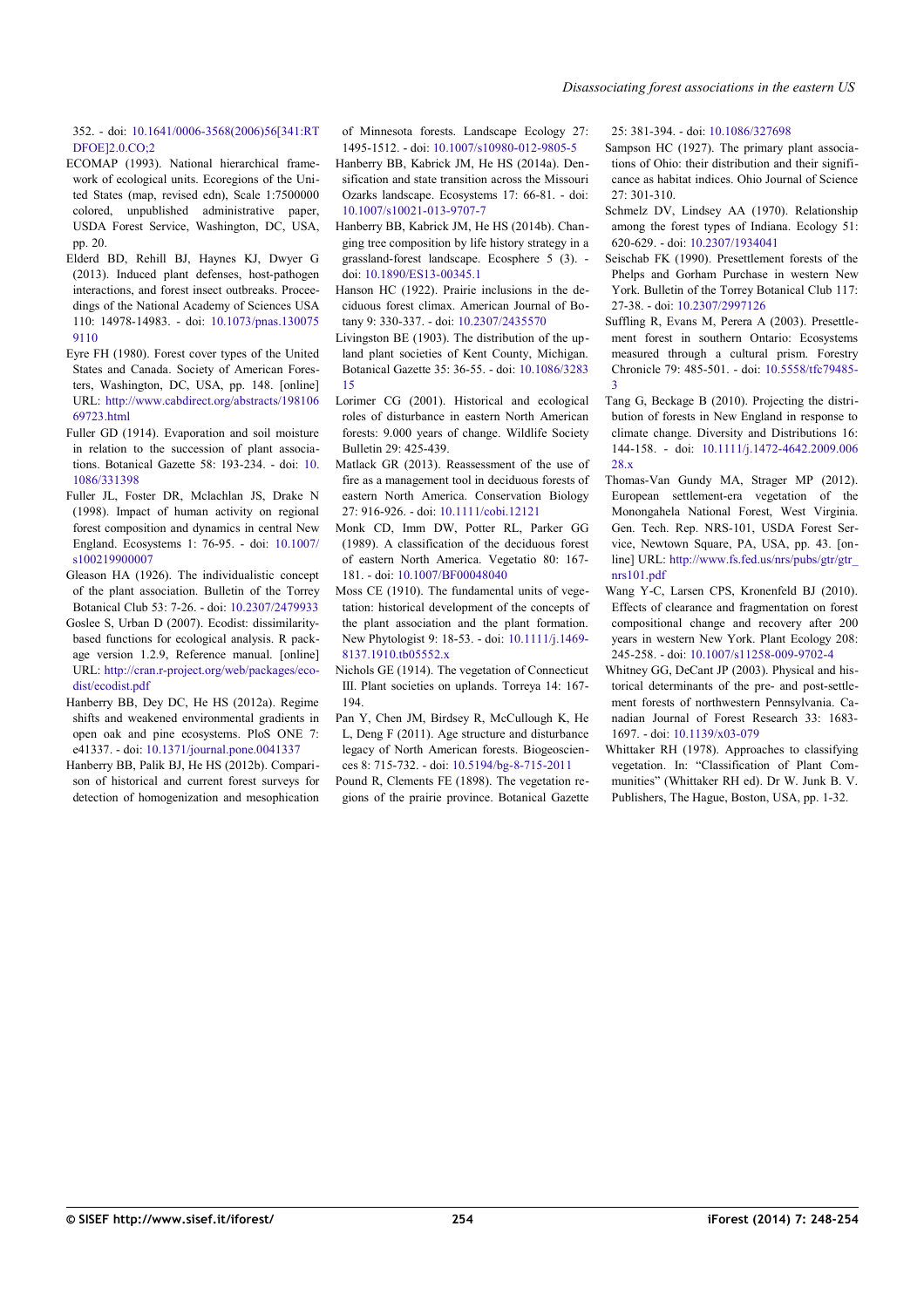352. - doi: 10.1641/0006-3568(2006)56[341:RTDFOE]2.0.CO;2

ECOMAP (1993). National hierarchical framework of ecological units. Ecoregions of the United States (map, revised edn), Scale 1:7500000 colored, unpublished administrative paper, USDA Forest Service, Washington, DC, USA, pp. 20.

Elderd BD, Rehill BJ, Haynes KJ, Dwyer G (2013). Induced plant defenses, host-pathogen interactions, and forest insect outbreaks. Proceedings of the National Academy of Sciences USA 110: 14978-14983. - doi: 10.1073/pnas.1300759110

Eyre FH (1980). Forest cover types of the United States and Canada. Society of American Foresters, Washington, DC, USA, pp. 148. [online] URL: http://www.cabdirect.org/abstracts/19810669723.html

Fuller GD (1914). Evaporation and soil moisture in relation to the succession of plant associations. Botanical Gazette 58: 193-234. - doi: 10.1086/331398

Fuller JL, Foster DR, Mclachlan JS, Drake N (1998). Impact of human activity on regional forest composition and dynamics in central New England. Ecosystems 1: 76-95. - doi: 10.1007/s100219900007

Gleason HA (1926). The individualistic concept of the plant association. Bulletin of the Torrey Botanical Club 53: 7-26. - doi: 10.2307/2479933

Goslee S, Urban D (2007). Ecodist: dissimilarity-based functions for ecological analysis. R package version 1.2.9, Reference manual. [online] URL: http://cran.r-project.org/web/packages/ecodist/ecodist.pdf

Hanberry BB, Dey DC, He HS (2012a). Regime shifts and weakened environmental gradients in open oak and pine ecosystems. PloS ONE 7: e41337. - doi: 10.1371/journal.pone.0041337

Hanberry BB, Palik BJ, He HS (2012b). Comparison of historical and current forest surveys for detection of homogenization and mesophication of Minnesota forests. Landscape Ecology 27: 1495-1512. - doi: 10.1007/s10980-012-9805-5

Hanberry BB, Kabrick JM, He HS (2014a). Densification and state transition across the Missouri Ozarks landscape. Ecosystems 17: 66-81. - doi: 10.1007/s10021-013-9707-7

Hanberry BB, Kabrick JM, He HS (2014b). Changing tree composition by life history strategy in a grassland-forest landscape. Ecosphere 5 (3). - doi: 10.1890/ES13-00345.1

Hanson HC (1922). Prairie inclusions in the deciduous forest climax. American Journal of Botany 9: 330-337. - doi: 10.2307/2435570

Livingston BE (1903). The distribution of the upland plant societies of Kent County, Michigan. Botanical Gazette 35: 36-55. - doi: 10.1086/328315

Lorimer CG (2001). Historical and ecological roles of disturbance in eastern North American forests: 9.000 years of change. Wildlife Society Bulletin 29: 425-439.

Matlack GR (2013). Reassessment of the use of fire as a management tool in deciduous forests of eastern North America. Conservation Biology 27: 916-926. - doi: 10.1111/cobi.12121

Monk CD, Imm DW, Potter RL, Parker GG (1989). A classification of the deciduous forest of eastern North America. Vegetatio 80: 167-181. - doi: 10.1007/BF00048040

Moss CE (1910). The fundamental units of vegetation: historical development of the concepts of the plant association and the plant formation. New Phytologist 9: 18-53. - doi: 10.1111/j.1469-8137.1910.tb05552.x

Nichols GE (1914). The vegetation of Connecticut III. Plant societies on uplands. Torreya 14: 167-194.

Pan Y, Chen JM, Birdsey R, McCullough K, He L, Deng F (2011). Age structure and disturbance legacy of North American forests. Biogeosciences 8: 715-732. - doi: 10.5194/bg-8-715-2011

Pound R, Clements FE (1898). The vegetation regions of the prairie province. Botanical Gazette 25: 381-394. - doi: 10.1086/327698

Sampson HC (1927). The primary plant associations of Ohio: their distribution and their significance as habitat indices. Ohio Journal of Science 27: 301-310.

Schmelz DV, Lindsey AA (1970). Relationship among the forest types of Indiana. Ecology 51: 620-629. - doi: 10.2307/1934041

Seischab FK (1990). Presettlement forests of the Phelps and Gorham Purchase in western New York. Bulletin of the Torrey Botanical Club 117: 27-38. - doi: 10.2307/2997126

Suffling R, Evans M, Perera A (2003). Presettlement forest in southern Ontario: Ecosystems measured through a cultural prism. Forestry Chronicle 79: 485-501. - doi: 10.5558/tfc79485-3

Tang G, Beckage B (2010). Projecting the distribution of forests in New England in response to climate change. Diversity and Distributions 16: 144-158. - doi: 10.1111/j.1472-4642.2009.00628.x

Thomas-Van Gundy MA, Strager MP (2012). European settlement-era vegetation of the Monongahela National Forest, West Virginia. Gen. Tech. Rep. NRS-101, USDA Forest Service, Newtown Square, PA, USA, pp. 43. [online] URL: http://www.fs.fed.us/nrs/pubs/gtr/gtr_nrs101.pdf

Wang Y-C, Larsen CPS, Kronenfeld BJ (2010). Effects of clearance and fragmentation on forest compositional change and recovery after 200 years in western New York. Plant Ecology 208: 245-258. - doi: 10.1007/s11258-009-9702-4

Whitney GG, DeCant JP (2003). Physical and historical determinants of the pre- and post-settlement forests of northwestern Pennsylvania. Canadian Journal of Forest Research 33: 1683-1697. - doi: 10.1139/x03-079

Whittaker RH (1978). Approaches to classifying vegetation. In: "Classification of Plant Communities" (Whittaker RH ed). Dr W. Junk B. V. Publishers, The Hague, Boston, USA, pp. 1-32.